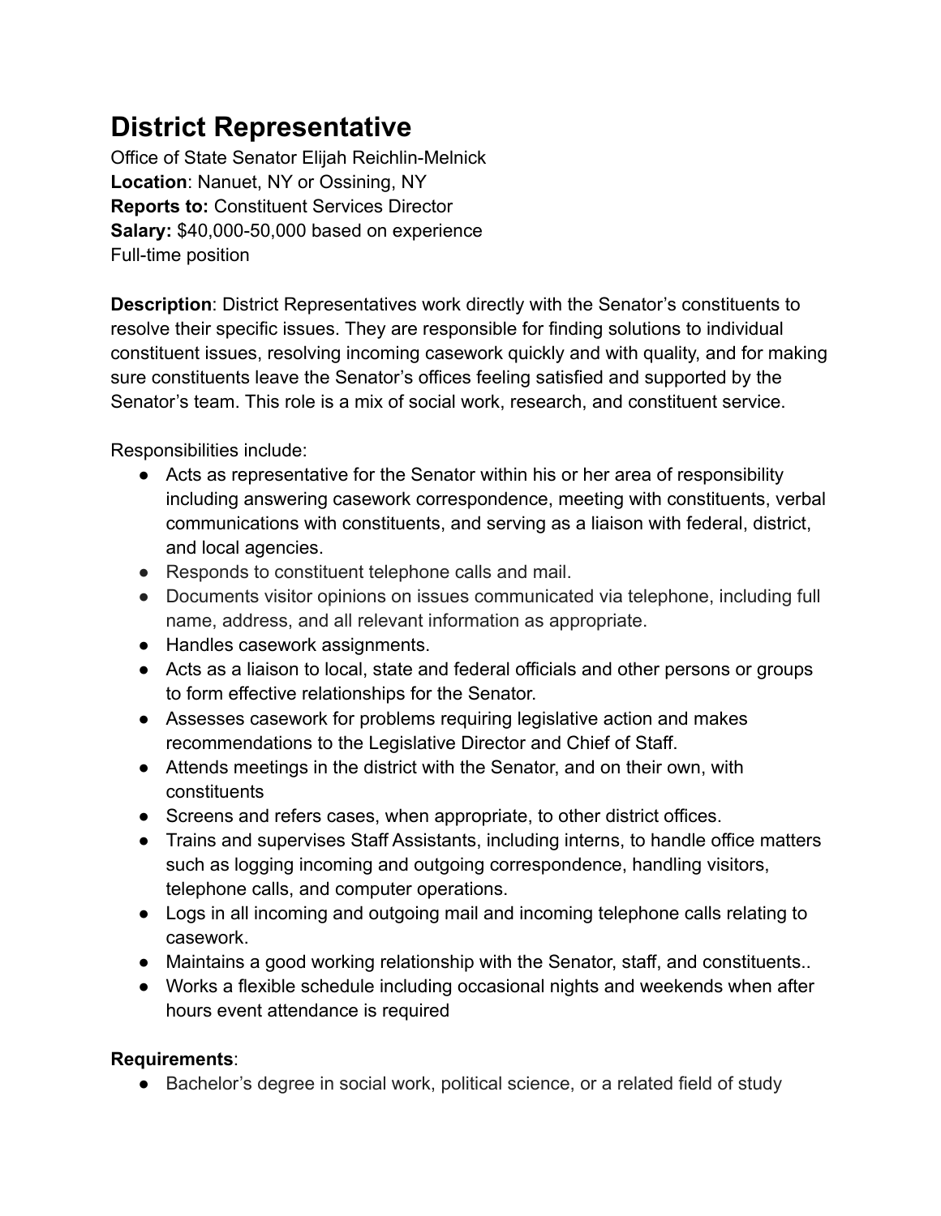# District Representative

Office of State Senator Elijah Reichlin-Melnick
**Location**: Nanuet, NY or Ossining, NY
**Reports to:** Constituent Services Director
**Salary:** $40,000-50,000 based on experience
Full-time position

**Description**: District Representatives work directly with the Senator's constituents to resolve their specific issues. They are responsible for finding solutions to individual constituent issues, resolving incoming casework quickly and with quality, and for making sure constituents leave the Senator's offices feeling satisfied and supported by the Senator's team. This role is a mix of social work, research, and constituent service.

Responsibilities include:

- Acts as representative for the Senator within his or her area of responsibility including answering casework correspondence, meeting with constituents, verbal communications with constituents, and serving as a liaison with federal, district, and local agencies.
- Responds to constituent telephone calls and mail.
- Documents visitor opinions on issues communicated via telephone, including full name, address, and all relevant information as appropriate.
- Handles casework assignments.
- Acts as a liaison to local, state and federal officials and other persons or groups to form effective relationships for the Senator.
- Assesses casework for problems requiring legislative action and makes recommendations to the Legislative Director and Chief of Staff.
- Attends meetings in the district with the Senator, and on their own, with constituents
- Screens and refers cases, when appropriate, to other district offices.
- Trains and supervises Staff Assistants, including interns, to handle office matters such as logging incoming and outgoing correspondence, handling visitors, telephone calls, and computer operations.
- Logs in all incoming and outgoing mail and incoming telephone calls relating to casework.
- Maintains a good working relationship with the Senator, staff, and constituents..
- Works a flexible schedule including occasional nights and weekends when after hours event attendance is required

**Requirements**:

- Bachelor's degree in social work, political science, or a related field of study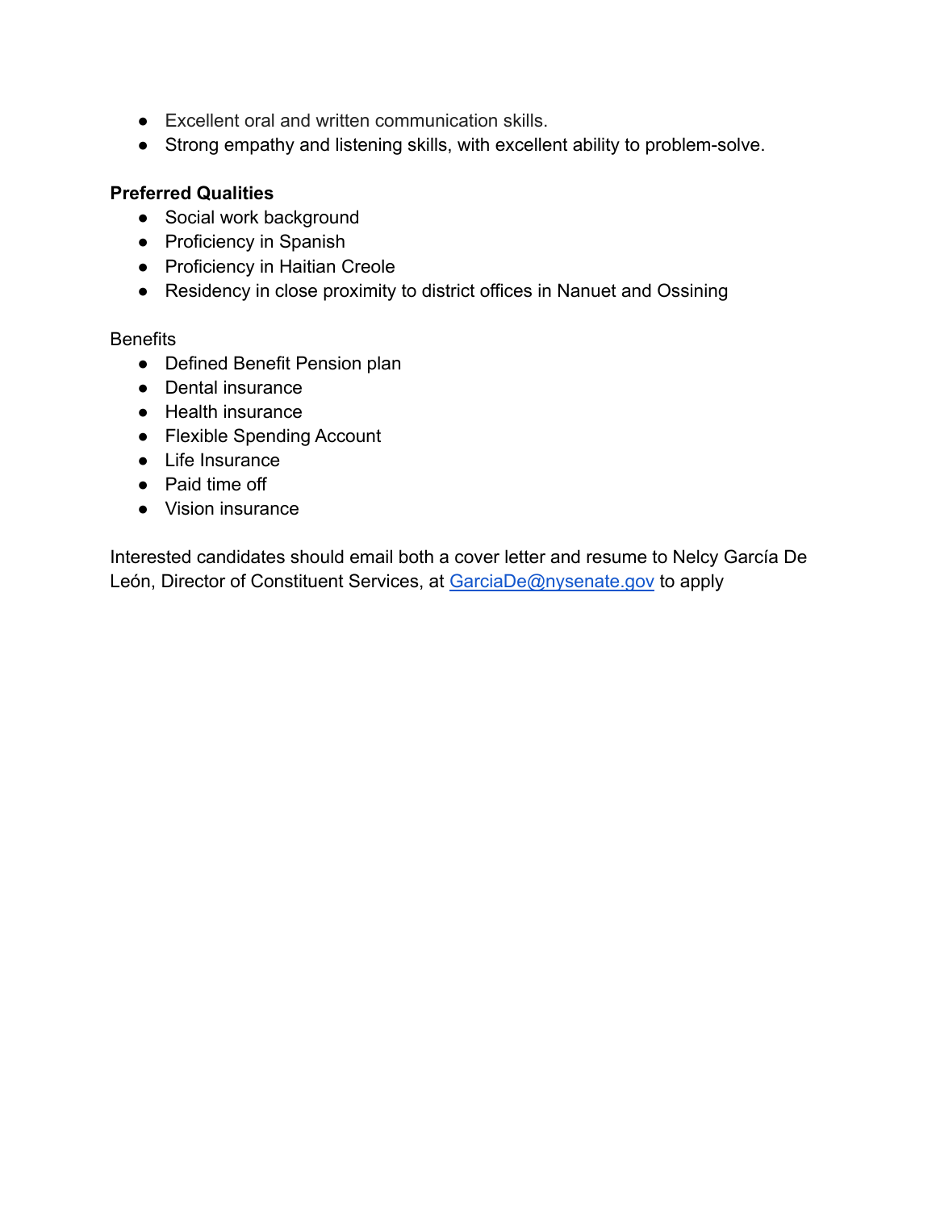- Excellent oral and written communication skills.
- Strong empathy and listening skills, with excellent ability to problem-solve.

**Preferred Qualities**

- Social work background
- Proficiency in Spanish
- Proficiency in Haitian Creole
- Residency in close proximity to district offices in Nanuet and Ossining

Benefits

- Defined Benefit Pension plan
- Dental insurance
- Health insurance
- Flexible Spending Account
- Life Insurance
- Paid time off
- Vision insurance

Interested candidates should email both a cover letter and resume to Nelcy García De León, Director of Constituent Services, at GarciaDe@nysenate.gov to apply